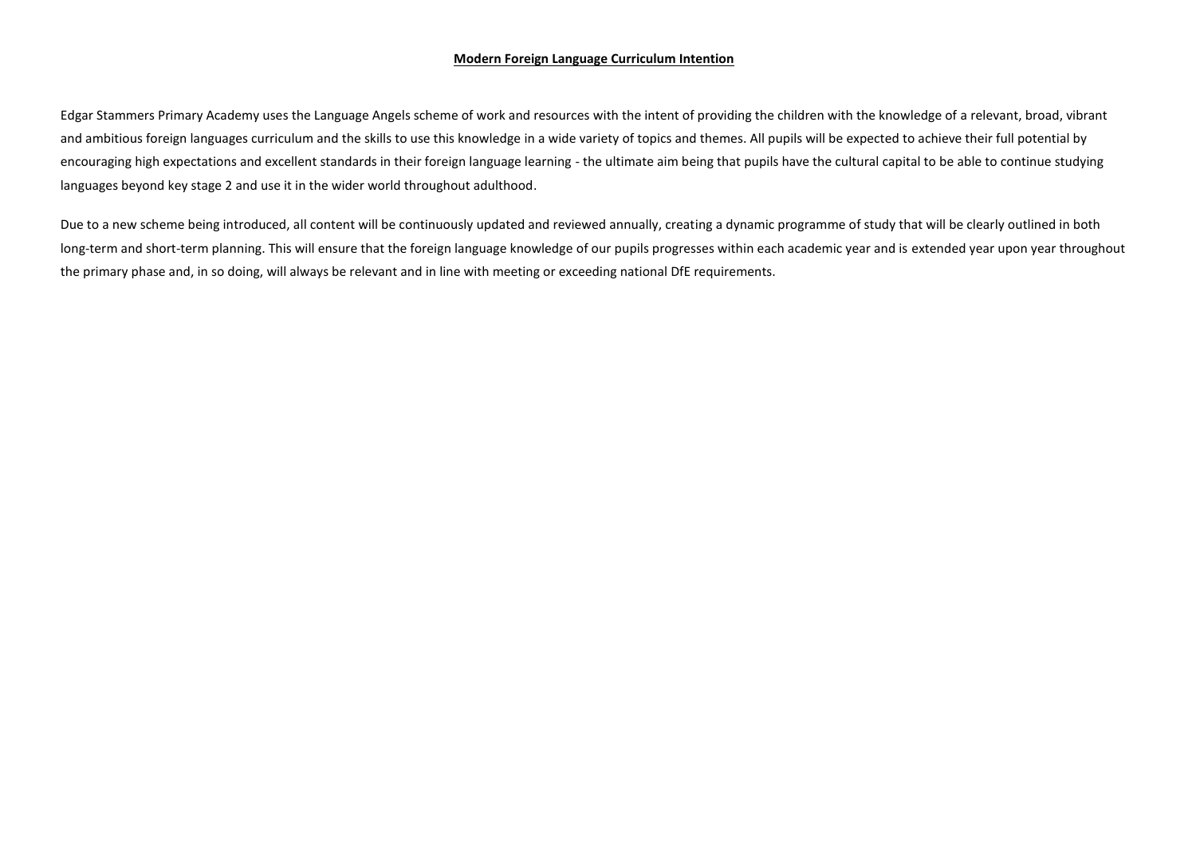# Modern Foreign Language Curriculum Intention

Edgar Stammers Primary Academy uses the Language Angels scheme of work and resources with the intent of providing the children with the knowledge of a relevant, broad, vibrant and ambitious foreign languages curriculum and the skills to use this knowledge in a wide variety of topics and themes. All pupils will be expected to achieve their full potential by encouraging high expectations and excellent standards in their foreign language learning - the ultimate aim being that pupils have the cultural capital to be able to continue studying languages beyond key stage 2 and use it in the wider world throughout adulthood.

Due to a new scheme being introduced, all content will be continuously updated and reviewed annually, creating a dynamic programme of study that will be clearly outlined in both long-term and short-term planning. This will ensure that the foreign language knowledge of our pupils progresses within each academic year and is extended year upon year throughout the primary phase and, in so doing, will always be relevant and in line with meeting or exceeding national DfE requirements.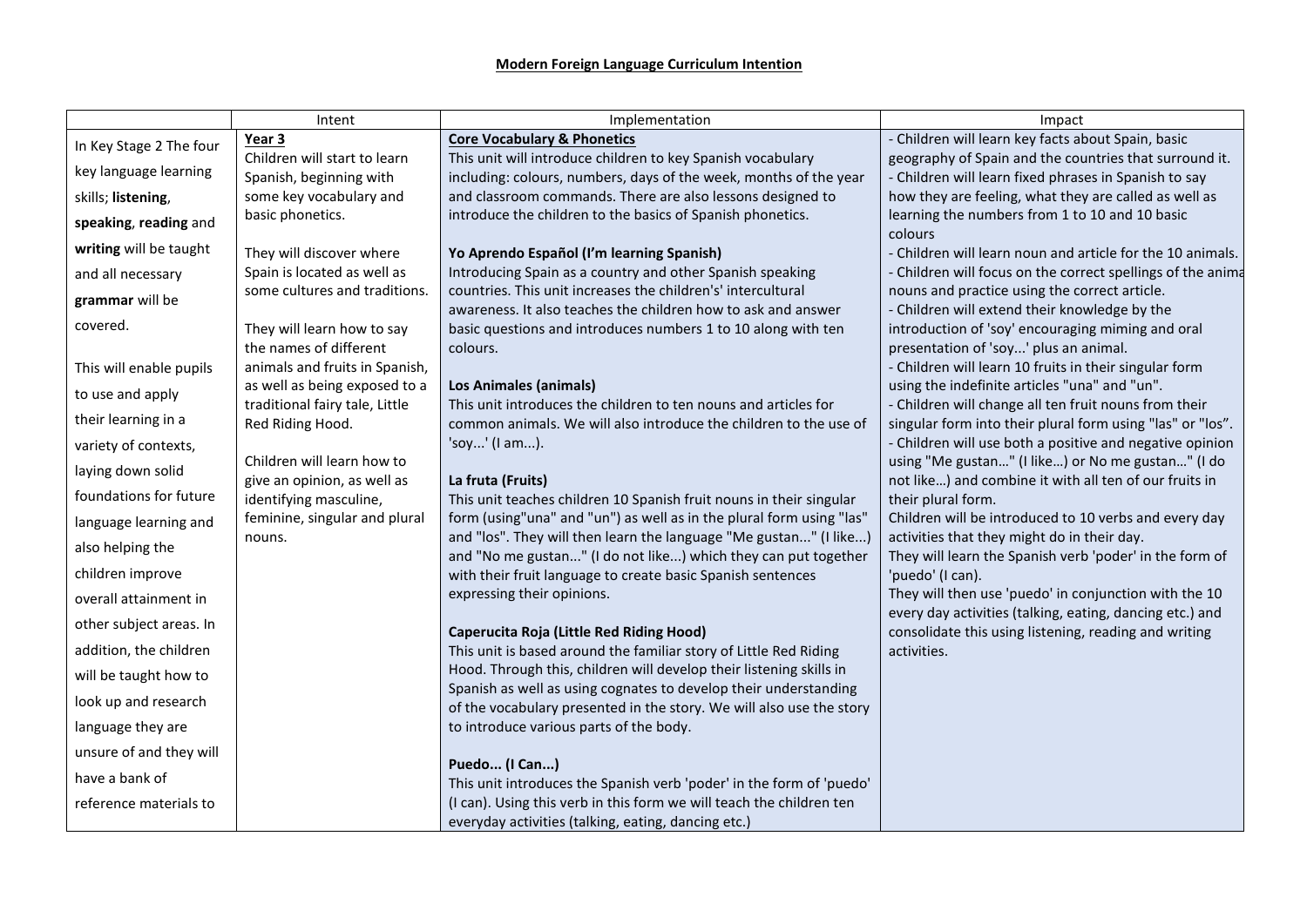# Modern Foreign Language Curriculum Intention

| | Intent | Implementation | Impact |
|---|---|---|---|
| In Key Stage 2 The four key language learning skills; **listening**, **speaking**, **reading** and **writing** will be taught and all necessary **grammar** will be covered.<br><br>This will enable pupils to use and apply their learning in a variety of contexts, laying down solid foundations for future language learning and also helping the children improve overall attainment in other subject areas. In addition, the children will be taught how to look up and research language they are unsure of and they will have a bank of reference materials to | **Year 3**<br>Children will start to learn Spanish, beginning with some key vocabulary and basic phonetics.<br><br>They will discover where Spain is located as well as some cultures and traditions.<br><br>They will learn how to say the names of different animals and fruits in Spanish, as well as being exposed to a traditional fairy tale, Little Red Riding Hood.<br><br>Children will learn how to give an opinion, as well as identifying masculine, feminine, singular and plural nouns. | **Core Vocabulary & Phonetics**<br>This unit will introduce children to key Spanish vocabulary including: colours, numbers, days of the week, months of the year and classroom commands. There are also lessons designed to introduce the children to the basics of Spanish phonetics.<br><br>**Yo Aprendo Español (I'm learning Spanish)**<br>Introducing Spain as a country and other Spanish speaking countries. This unit increases the children's' intercultural awareness. It also teaches the children how to ask and answer basic questions and introduces numbers 1 to 10 along with ten colours.<br><br>**Los Animales (animals)**<br>This unit introduces the children to ten nouns and articles for common animals. We will also introduce the children to the use of 'soy...' (I am...).<br><br>**La fruta (Fruits)**<br>This unit teaches children 10 Spanish fruit nouns in their singular form (using"una" and "un") as well as in the plural form using "las" and "los". They will then learn the language "Me gustan..." (I like...) and "No me gustan..." (I do not like...) which they can put together with their fruit language to create basic Spanish sentences expressing their opinions.<br><br>**Caperucita Roja (Little Red Riding Hood)**<br>This unit is based around the familiar story of Little Red Riding Hood. Through this, children will develop their listening skills in Spanish as well as using cognates to develop their understanding of the vocabulary presented in the story. We will also use the story to introduce various parts of the body.<br><br>**Puedo... (I Can...)**<br>This unit introduces the Spanish verb 'poder' in the form of 'puedo' (I can). Using this verb in this form we will teach the children ten everyday activities (talking, eating, dancing etc.) | - Children will learn key facts about Spain, basic geography of Spain and the countries that surround it.<br>- Children will learn fixed phrases in Spanish to say how they are feeling, what they are called as well as learning the numbers from 1 to 10 and 10 basic colours<br>- Children will learn noun and article for the 10 animals.<br>- Children will focus on the correct spellings of the anima nouns and practice using the correct article.<br>- Children will extend their knowledge by the introduction of 'soy' encouraging miming and oral presentation of 'soy...' plus an animal.<br>- Children will learn 10 fruits in their singular form using the indefinite articles "una" and "un".<br>- Children will change all ten fruit nouns from their singular form into their plural form using "las" or "los".<br>- Children will use both a positive and negative opinion using "Me gustan…" (I like…) or No me gustan…" (I do not like…) and combine it with all ten of our fruits in their plural form.<br>Children will be introduced to 10 verbs and every day activities that they might do in their day.<br>They will learn the Spanish verb 'poder' in the form of 'puedo' (I can).<br>They will then use 'puedo' in conjunction with the 10 every day activities (talking, eating, dancing etc.) and consolidate this using listening, reading and writing activities. |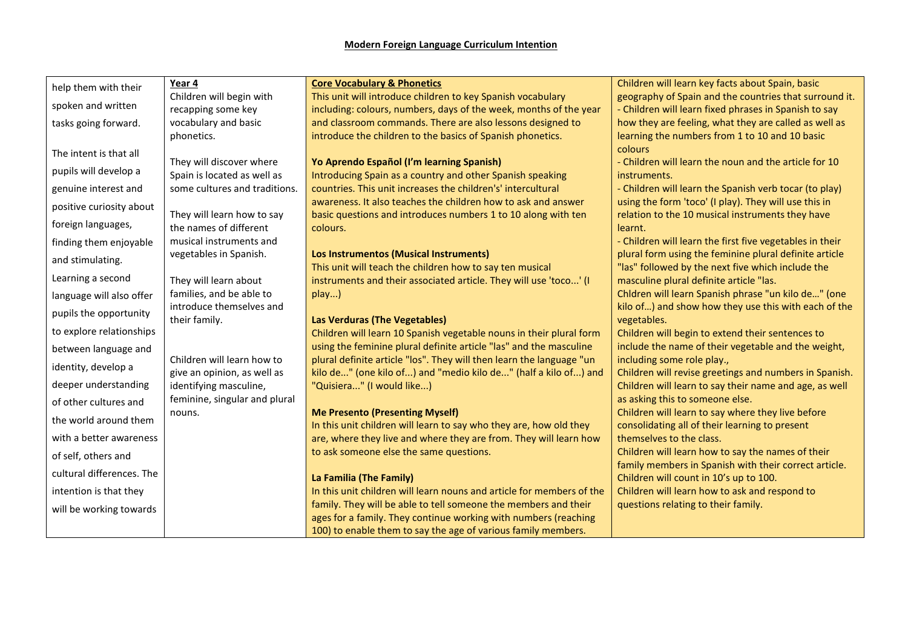**Modern Foreign Language Curriculum Intention**

| | | | |
|---|---|---|---|
| help them with their spoken and written tasks going forward.<br><br>The intent is that all pupils will develop a genuine interest and positive curiosity about foreign languages, finding them enjoyable and stimulating. Learning a second language will also offer pupils the opportunity to explore relationships between language and identity, develop a deeper understanding of other cultures and the world around them with a better awareness of self, others and cultural differences. The intention is that they will be working towards | **Year 4**<br>Children will begin with recapping some key vocabulary and basic phonetics.<br><br>They will discover where Spain is located as well as some cultures and traditions.<br><br>They will learn how to say the names of different musical instruments and vegetables in Spanish.<br><br>They will learn about families, and be able to introduce themselves and their family.<br><br>Children will learn how to give an opinion, as well as identifying masculine, feminine, singular and plural nouns. | **Core Vocabulary & Phonetics**<br>This unit will introduce children to key Spanish vocabulary including: colours, numbers, days of the week, months of the year and classroom commands. There are also lessons designed to introduce the children to the basics of Spanish phonetics.<br><br>**Yo Aprendo Español (I'm learning Spanish)**<br>Introducing Spain as a country and other Spanish speaking countries. This unit increases the children's' intercultural awareness. It also teaches the children how to ask and answer basic questions and introduces numbers 1 to 10 along with ten colours.<br><br>**Los Instrumentos (Musical Instruments)**<br>This unit will teach the children how to say ten musical instruments and their associated article. They will use 'toco...' (I play...)<br><br>**Las Verduras (The Vegetables)**<br>Children will learn 10 Spanish vegetable nouns in their plural form using the feminine plural definite article "las" and the masculine plural definite article "los". They will then learn the language "un kilo de..." (one kilo of...) and "medio kilo de..." (half a kilo of...) and "Quisiera..." (I would like...)<br><br>**Me Presento (Presenting Myself)**<br>In this unit children will learn to say who they are, how old they are, where they live and where they are from. They will learn how to ask someone else the same questions.<br><br>**La Familia (The Family)**<br>In this unit children will learn nouns and article for members of the family. They will be able to tell someone the members and their ages for a family. They continue working with numbers (reaching 100) to enable them to say the age of various family members. | Children will learn key facts about Spain, basic geography of Spain and the countries that surround it.<br>- Children will learn fixed phrases in Spanish to say how they are feeling, what they are called as well as learning the numbers from 1 to 10 and 10 basic colours<br>- Children will learn the noun and the article for 10 instruments.<br>- Children will learn the Spanish verb tocar (to play) using the form 'toco' (I play). They will use this in relation to the 10 musical instruments they have learnt.<br>- Children will learn the first five vegetables in their plural form using the feminine plural definite article "las" followed by the next five which include the masculine plural definite article "las.<br>Chldren will learn Spanish phrase "un kilo de…" (one kilo of…) and show how they use this with each of the vegetables.<br>Children will begin to extend their sentences to include the name of their vegetable and the weight, including some role play.,<br>Children will revise greetings and numbers in Spanish.<br>Children will learn to say their name and age, as well as asking this to someone else.<br>Children will learn to say where they live before consolidating all of their learning to present themselves to the class.<br>Children will learn how to say the names of their family members in Spanish with their correct article.<br>Children will count in 10's up to 100.<br>Children will learn how to ask and respond to questions relating to their family. |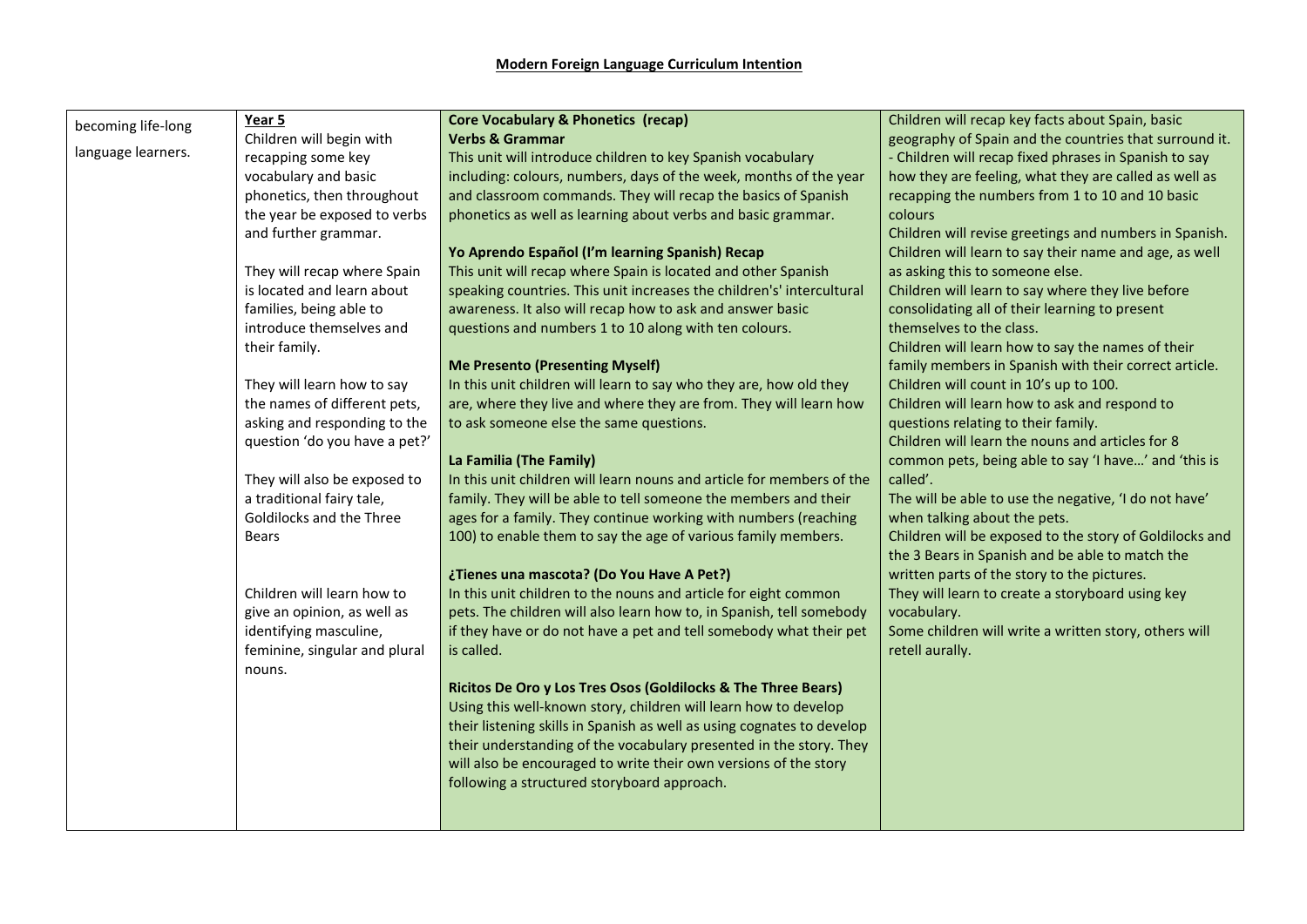# Modern Foreign Language Curriculum Intention

| | | | |
|---|---|---|---|
| becoming life-long language learners. | **Year 5**<br>Children will begin with recapping some key vocabulary and basic phonetics, then throughout the year be exposed to verbs and further grammar.<br><br>They will recap where Spain is located and learn about families, being able to introduce themselves and their family.<br><br>They will learn how to say the names of different pets, asking and responding to the question 'do you have a pet?'<br><br>They will also be exposed to a traditional fairy tale, Goldilocks and the Three Bears<br><br>Children will learn how to give an opinion, as well as identifying masculine, feminine, singular and plural nouns. | **Core Vocabulary & Phonetics (recap)**<br>**Verbs & Grammar**<br>This unit will introduce children to key Spanish vocabulary including: colours, numbers, days of the week, months of the year and classroom commands. They will recap the basics of Spanish phonetics as well as learning about verbs and basic grammar.<br><br>**Yo Aprendo Español (I'm learning Spanish) Recap**<br>This unit will recap where Spain is located and other Spanish speaking countries. This unit increases the children's' intercultural awareness. It also will recap how to ask and answer basic questions and numbers 1 to 10 along with ten colours.<br><br>**Me Presento (Presenting Myself)**<br>In this unit children will learn to say who they are, how old they are, where they live and where they are from. They will learn how to ask someone else the same questions.<br><br>**La Familia (The Family)**<br>In this unit children will learn nouns and article for members of the family. They will be able to tell someone the members and their ages for a family. They continue working with numbers (reaching 100) to enable them to say the age of various family members.<br><br>**¿Tienes una mascota? (Do You Have A Pet?)**<br>In this unit children to the nouns and article for eight common pets. The children will also learn how to, in Spanish, tell somebody if they have or do not have a pet and tell somebody what their pet is called.<br><br>**Ricitos De Oro y Los Tres Osos (Goldilocks & The Three Bears)**<br>Using this well-known story, children will learn how to develop their listening skills in Spanish as well as using cognates to develop their understanding of the vocabulary presented in the story. They will also be encouraged to write their own versions of the story following a structured storyboard approach. | Children will recap key facts about Spain, basic geography of Spain and the countries that surround it.<br>- Children will recap fixed phrases in Spanish to say how they are feeling, what they are called as well as recapping the numbers from 1 to 10 and 10 basic colours<br>Children will revise greetings and numbers in Spanish.<br>Children will learn to say their name and age, as well as asking this to someone else.<br>Children will learn to say where they live before consolidating all of their learning to present themselves to the class.<br>Children will learn how to say the names of their family members in Spanish with their correct article.<br>Children will count in 10's up to 100.<br>Children will learn how to ask and respond to questions relating to their family.<br>Children will learn the nouns and articles for 8 common pets, being able to say 'I have…' and 'this is called'.<br>The will be able to use the negative, 'I do not have' when talking about the pets.<br>Children will be exposed to the story of Goldilocks and the 3 Bears in Spanish and be able to match the written parts of the story to the pictures.<br>They will learn to create a storyboard using key vocabulary.<br>Some children will write a written story, others will retell aurally. |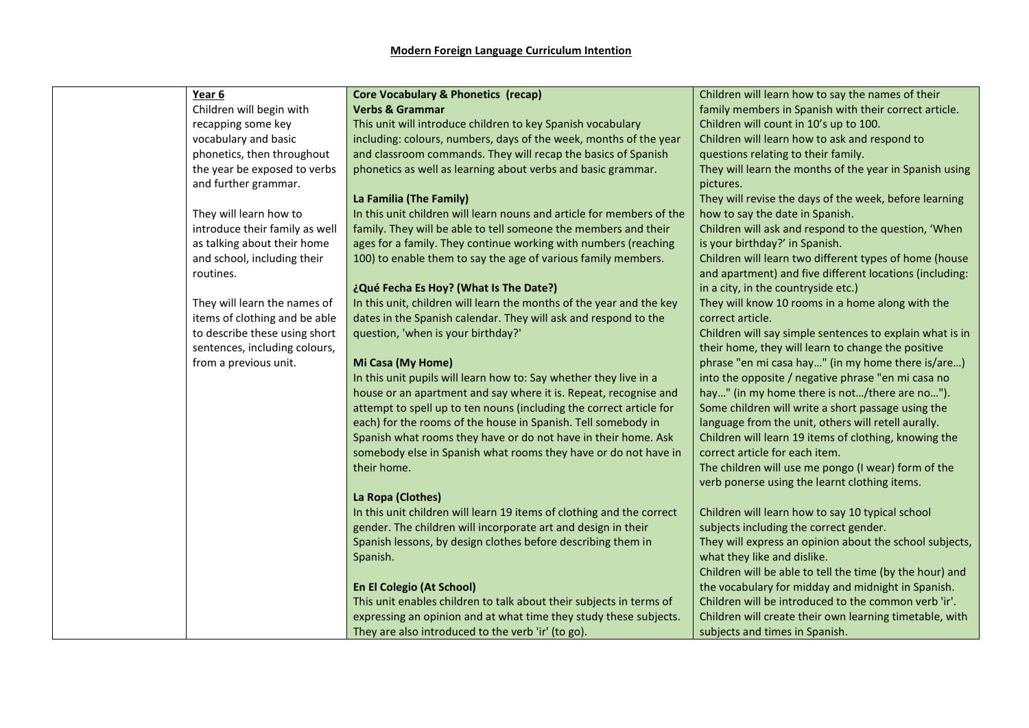## Modern Foreign Language Curriculum Intention

| | | | |
|---|---|---|---|
| | **Year 6**<br>Children will begin with recapping some key vocabulary and basic phonetics, then throughout the year be exposed to verbs and further grammar.<br><br>They will learn how to introduce their family as well as talking about their home and school, including their routines.<br><br>They will learn the names of items of clothing and be able to describe these using short sentences, including colours, from a previous unit. | **Core Vocabulary & Phonetics (recap)**<br>**Verbs & Grammar**<br>This unit will introduce children to key Spanish vocabulary including: colours, numbers, days of the week, months of the year and classroom commands. They will recap the basics of Spanish phonetics as well as learning about verbs and basic grammar.<br><br>**La Familia (The Family)**<br>In this unit children will learn nouns and article for members of the family. They will be able to tell someone the members and their ages for a family. They continue working with numbers (reaching 100) to enable them to say the age of various family members.<br><br>**¿Qué Fecha Es Hoy? (What Is The Date?)**<br>In this unit, children will learn the months of the year and the key dates in the Spanish calendar. They will ask and respond to the question, 'when is your birthday?'<br><br>**Mi Casa (My Home)**<br>In this unit pupils will learn how to: Say whether they live in a house or an apartment and say where it is. Repeat, recognise and attempt to spell up to ten nouns (including the correct article for each) for the rooms of the house in Spanish. Tell somebody in Spanish what rooms they have or do not have in their home. Ask somebody else in Spanish what rooms they have or do not have in their home.<br><br>**La Ropa (Clothes)**<br>In this unit children will learn 19 items of clothing and the correct gender. The children will incorporate art and design in their Spanish lessons, by design clothes before describing them in Spanish.<br><br>**En El Colegio (At School)**<br>This unit enables children to talk about their subjects in terms of expressing an opinion and at what time they study these subjects. They are also introduced to the verb 'ir' (to go). | Children will learn how to say the names of their family members in Spanish with their correct article.<br>Children will count in 10's up to 100.<br>Children will learn how to ask and respond to questions relating to their family.<br>They will learn the months of the year in Spanish using pictures.<br>They will revise the days of the week, before learning how to say the date in Spanish.<br>Children will ask and respond to the question, 'When is your birthday?' in Spanish.<br>Children will learn two different types of home (house and apartment) and five different locations (including: in a city, in the countryside etc.)<br>They will know 10 rooms in a home along with the correct article.<br>Children will say simple sentences to explain what is in their home, they will learn to change the positive phrase "en mi casa hay…" (in my home there is/are…) into the opposite / negative phrase "en mi casa no hay…" (in my home there is not…/there are no…").<br>Some children will write a short passage using the language from the unit, others will retell aurally.<br>Children will learn 19 items of clothing, knowing the correct article for each item.<br>The children will use me pongo (I wear) form of the verb ponerse using the learnt clothing items.<br><br>Children will learn how to say 10 typical school subjects including the correct gender.<br>They will express an opinion about the school subjects, what they like and dislike.<br>Children will be able to tell the time (by the hour) and the vocabulary for midday and midnight in Spanish.<br>Children will be introduced to the common verb 'ir'.<br>Children will create their own learning timetable, with subjects and times in Spanish. |